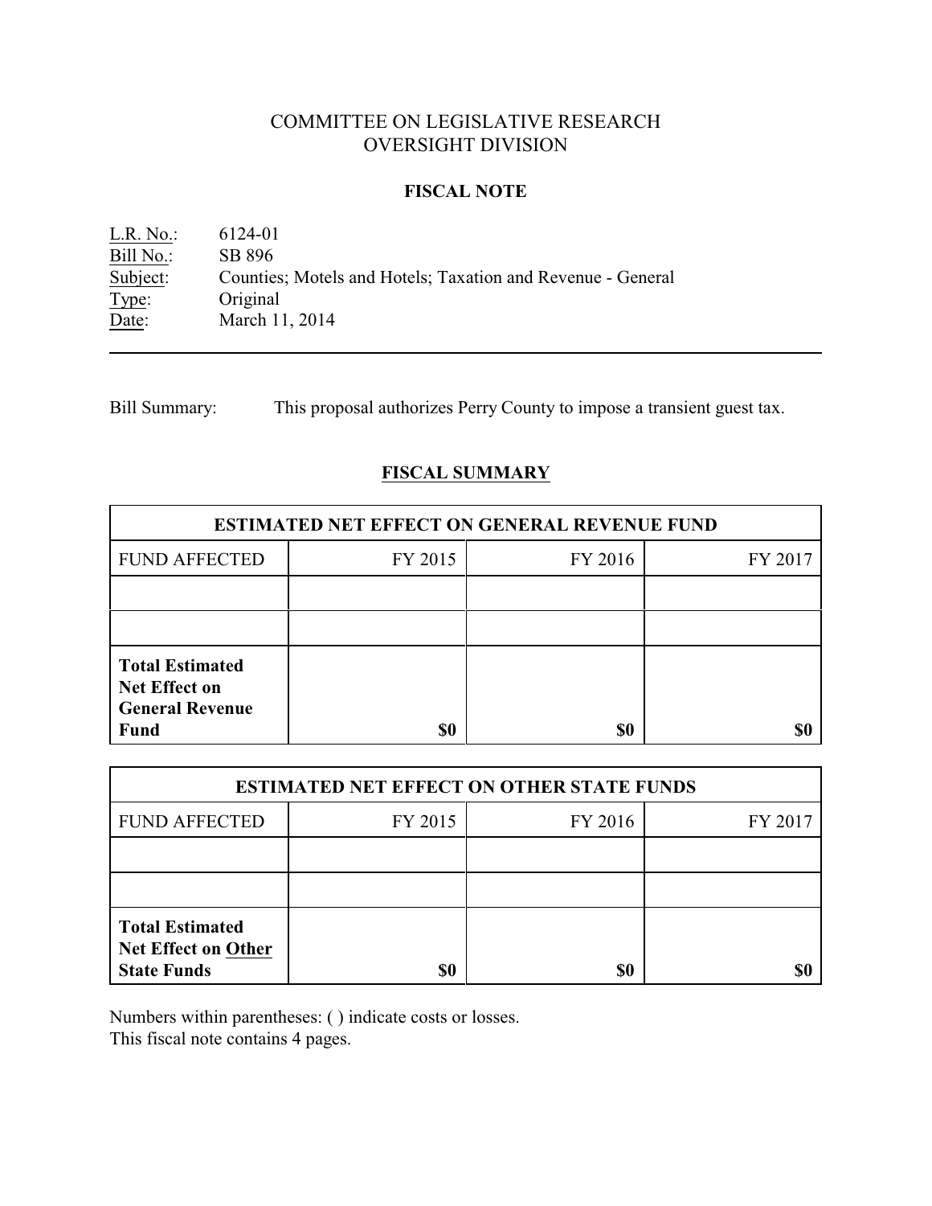# COMMITTEE ON LEGISLATIVE RESEARCH
# OVERSIGHT DIVISION

## FISCAL NOTE

L.R. No.: 6124-01
Bill No.: SB 896
Subject: Counties; Motels and Hotels; Taxation and Revenue - General
Type: Original
Date: March 11, 2014

---

Bill Summary: This proposal authorizes Perry County to impose a transient guest tax.

## FISCAL SUMMARY

| ESTIMATED NET EFFECT ON GENERAL REVENUE FUND | | | |
|---|---|---|---|
| FUND AFFECTED | FY 2015 | FY 2016 | FY 2017 |
| | | | |
| | | | |
| **Total Estimated Net Effect on General Revenue Fund** | **$0** | **$0** | **$0** |

| ESTIMATED NET EFFECT ON OTHER STATE FUNDS | | | |
|---|---|---|---|
| FUND AFFECTED | FY 2015 | FY 2016 | FY 2017 |
| | | | |
| | | | |
| **Total Estimated Net Effect on Other State Funds** | **$0** | **$0** | **$0** |

Numbers within parentheses: ( ) indicate costs or losses.
This fiscal note contains 4 pages.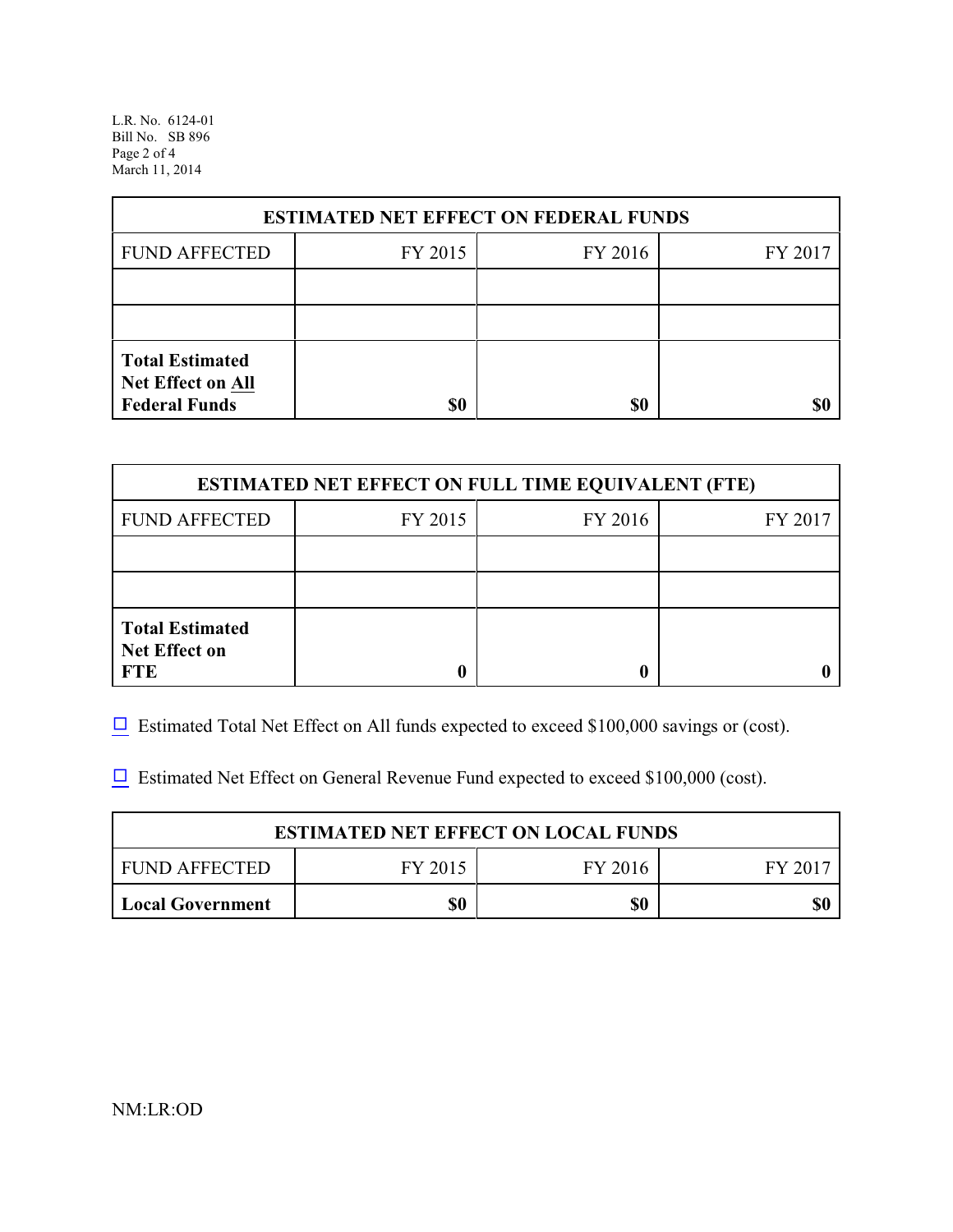| ESTIMATED NET EFFECT ON FEDERAL FUNDS | | | |
|---|---|---|---|
| FUND AFFECTED | FY 2015 | FY 2016 | FY 2017 |
| | | | |
| | | | |
| **Total Estimated Net Effect on All Federal Funds** | **$0** | **$0** | **$0** |

| ESTIMATED NET EFFECT ON FULL TIME EQUIVALENT (FTE) | | | |
|---|---|---|---|
| FUND AFFECTED | FY 2015 | FY 2016 | FY 2017 |
| | | | |
| | | | |
| **Total Estimated Net Effect on FTE** | **0** | **0** | **0** |

☐ Estimated Total Net Effect on All funds expected to exceed $100,000 savings or (cost).

☐ Estimated Net Effect on General Revenue Fund expected to exceed $100,000 (cost).

| ESTIMATED NET EFFECT ON LOCAL FUNDS | | | |
|---|---|---|---|
| FUND AFFECTED | FY 2015 | FY 2016 | FY 2017 |
| **Local Government** | **$0** | **$0** | **$0** |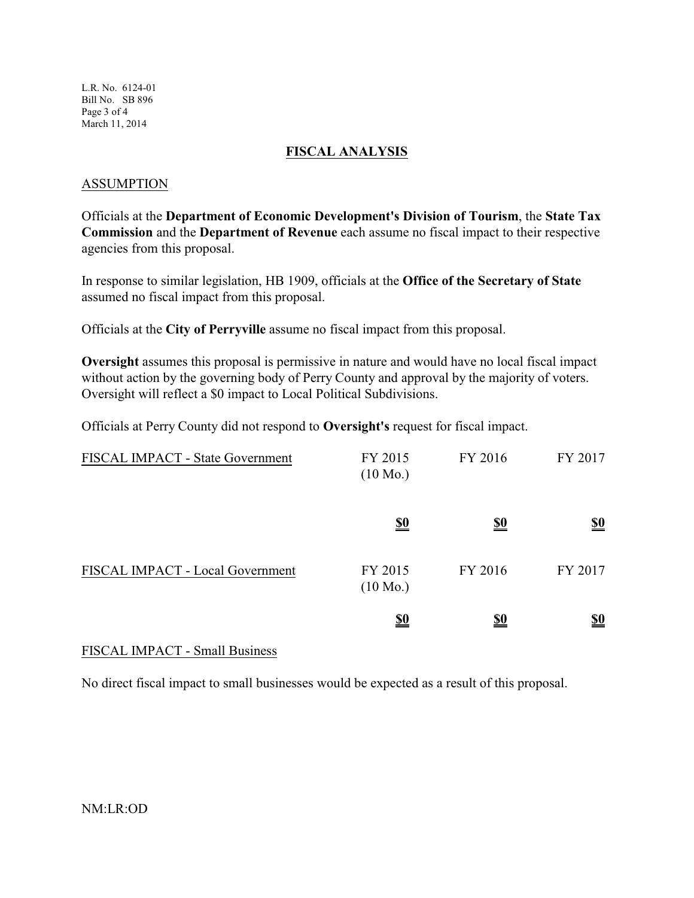## FISCAL ANALYSIS

### ASSUMPTION

Officials at the **Department of Economic Development's Division of Tourism**, the **State Tax Commission** and the **Department of Revenue** each assume no fiscal impact to their respective agencies from this proposal.

In response to similar legislation, HB 1909, officials at the **Office of the Secretary of State** assumed no fiscal impact from this proposal.

Officials at the **City of Perryville** assume no fiscal impact from this proposal.

**Oversight** assumes this proposal is permissive in nature and would have no local fiscal impact without action by the governing body of Perry County and approval by the majority of voters. Oversight will reflect a $0 impact to Local Political Subdivisions.

Officials at Perry County did not respond to **Oversight's** request for fiscal impact.

| FISCAL IMPACT - State Government | FY 2015 (10 Mo.) | FY 2016 | FY 2017 |
|---|---|---|---|
| | **$0** | **$0** | **$0** |

| FISCAL IMPACT - Local Government | FY 2015 (10 Mo.) | FY 2016 | FY 2017 |
|---|---|---|---|
| | **$0** | **$0** | **$0** |

### FISCAL IMPACT - Small Business

No direct fiscal impact to small businesses would be expected as a result of this proposal.

NM:LR:OD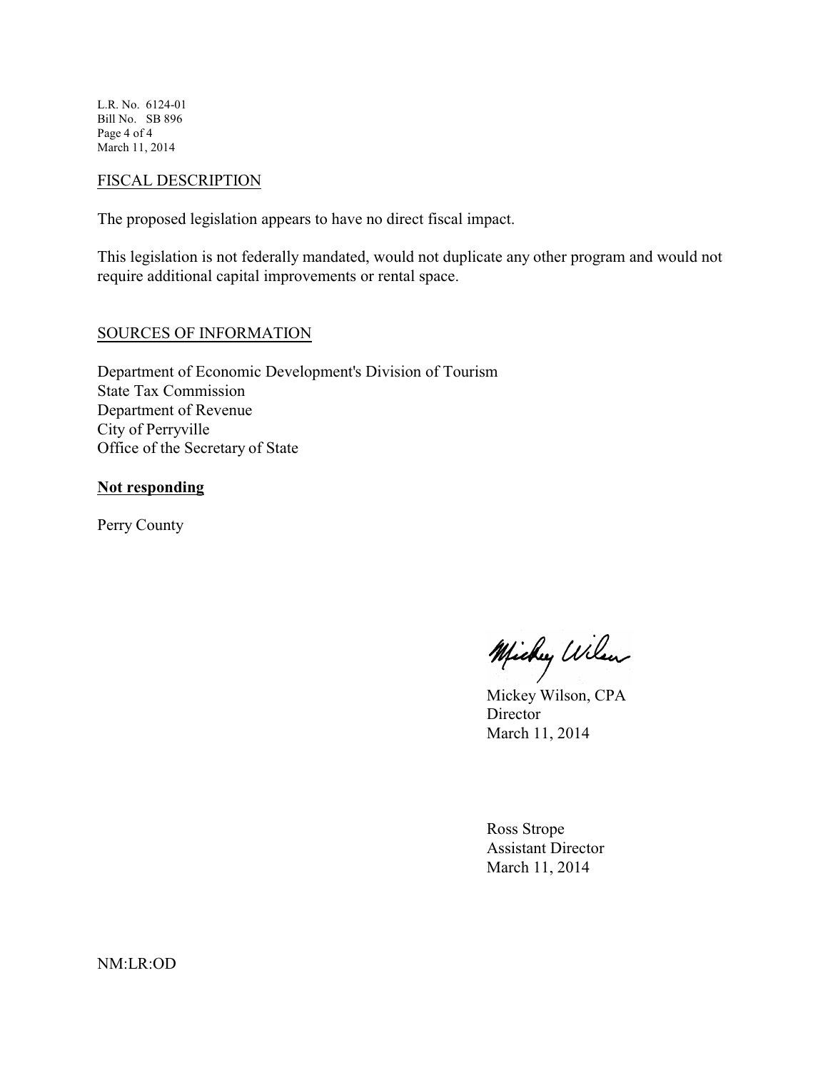## FISCAL DESCRIPTION

The proposed legislation appears to have no direct fiscal impact.

This legislation is not federally mandated, would not duplicate any other program and would not require additional capital improvements or rental space.

## SOURCES OF INFORMATION

Department of Economic Development's Division of Tourism
State Tax Commission
Department of Revenue
City of Perryville
Office of the Secretary of State

**Not responding**

Perry County

Mickey Wilson, CPA
Director
March 11, 2014

Ross Strope
Assistant Director
March 11, 2014

NM:LR:OD